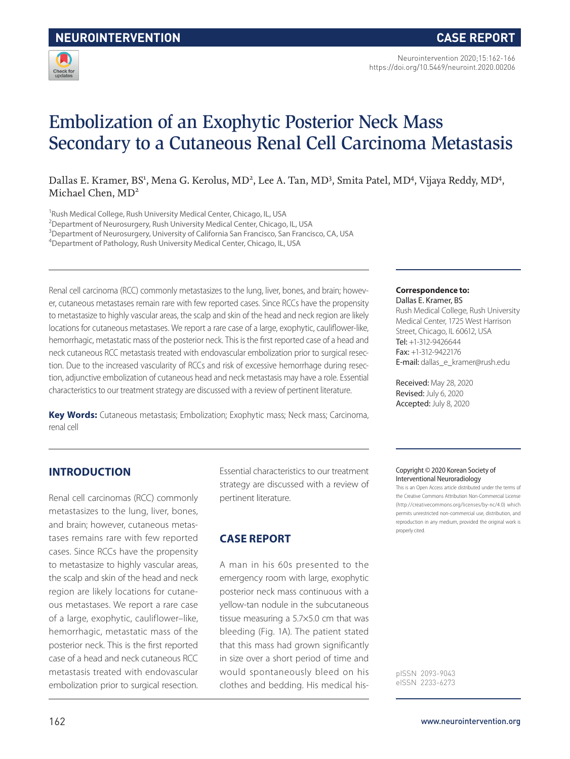NEUROINTERVENTION

CASE REPORT

# Embolization of an Exophytic Posterior Neck Mass Secondary to a Cutaneous Renal Cell Carcinoma Metastasis

Dallas E. Kramer, BS[1], Mena G. Kerolus, MD[2], Lee A. Tan, MD[3], Smita Patel, MD[4], Vijaya Reddy, MD[4], Michael Chen, MD[2]

[1]Rush Medical College, Rush University Medical Center, Chicago, IL, USA
[2]Department of Neurosurgery, Rush University Medical Center, Chicago, IL, USA
[3]Department of Neurosurgery, University of California San Francisco, San Francisco, CA, USA
[4]Department of Pathology, Rush University Medical Center, Chicago, IL, USA

Renal cell carcinoma (RCC) commonly metastasizes to the lung, liver, bones, and brain; however, cutaneous metastases remain rare with few reported cases. Since RCCs have the propensity to metastasize to highly vascular areas, the scalp and skin of the head and neck region are likely locations for cutaneous metastases. We report a rare case of a large, exophytic, cauliflower-like, hemorrhagic, metastatic mass of the posterior neck. This is the first reported case of a head and neck cutaneous RCC metastasis treated with endovascular embolization prior to surgical resection. Due to the increased vascularity of RCCs and risk of excessive hemorrhage during resection, adjunctive embolization of cutaneous head and neck metastasis may have a role. Essential characteristics to our treatment strategy are discussed with a review of pertinent literature.

**Key Words:** Cutaneous metastasis; Embolization; Exophytic mass; Neck mass; Carcinoma, renal cell

**Correspondence to:**
Dallas E. Kramer, BS
Rush Medical College, Rush University Medical Center, 1725 West Harrison Street, Chicago, IL 60612, USA
Tel: +1-312-9426644
Fax: +1-312-9422176
E-mail: dallas_e_kramer@rush.edu

Received: May 28, 2020
Revised: July 6, 2020
Accepted: July 8, 2020

Copyright © 2020 Korean Society of Interventional Neuroradiology
This is an Open Access article distributed under the terms of the Creative Commons Attribution Non-Commercial License (http://creativecommons.org/licenses/by-nc/4.0) which permits unrestricted non-commercial use, distribution, and reproduction in any medium, provided the original work is properly cited.

pISSN 2093-9043
eISSN 2233-6273

## INTRODUCTION

Renal cell carcinomas (RCC) commonly metastasizes to the lung, liver, bones, and brain; however, cutaneous metastases remains rare with few reported cases. Since RCCs have the propensity to metastasize to highly vascular areas, the scalp and skin of the head and neck region are likely locations for cutaneous metastases. We report a rare case of a large, exophytic, cauliflower–like, hemorrhagic, metastatic mass of the posterior neck. This is the first reported case of a head and neck cutaneous RCC metastasis treated with endovascular embolization prior to surgical resection. Essential characteristics to our treatment strategy are discussed with a review of pertinent literature.

## CASE REPORT

A man in his 60s presented to the emergency room with large, exophytic posterior neck mass continuous with a yellow-tan nodule in the subcutaneous tissue measuring a 5.7×5.0 cm that was bleeding (Fig. 1A). The patient stated that this mass had grown significantly in size over a short period of time and would spontaneously bleed on his clothes and bedding. His medical his-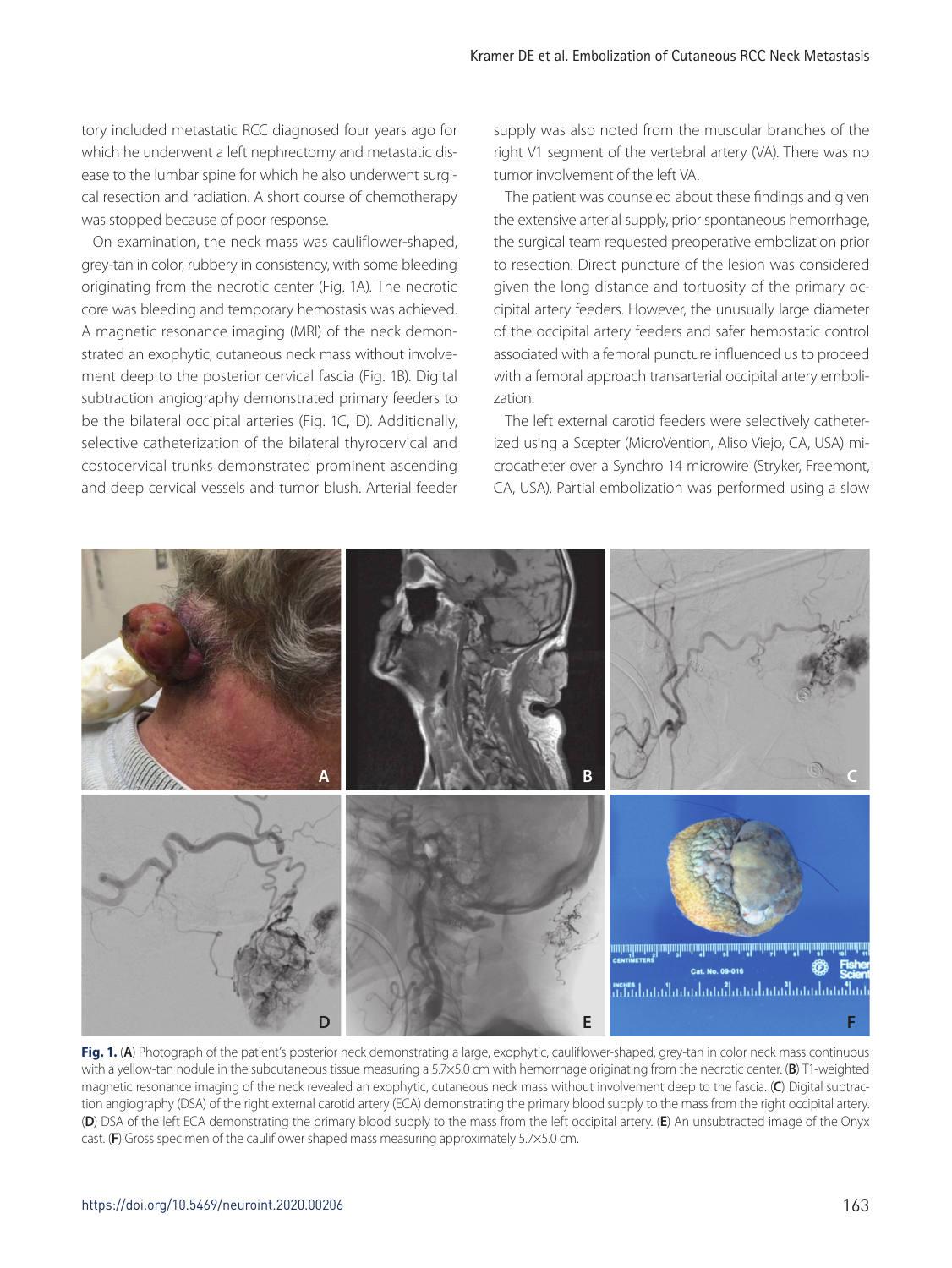tory included metastatic RCC diagnosed four years ago for which he underwent a left nephrectomy and metastatic disease to the lumbar spine for which he also underwent surgical resection and radiation. A short course of chemotherapy was stopped because of poor response.

On examination, the neck mass was cauliflower-shaped, grey-tan in color, rubbery in consistency, with some bleeding originating from the necrotic center (Fig. 1A). The necrotic core was bleeding and temporary hemostasis was achieved. A magnetic resonance imaging (MRI) of the neck demonstrated an exophytic, cutaneous neck mass without involvement deep to the posterior cervical fascia (Fig. 1B). Digital subtraction angiography demonstrated primary feeders to be the bilateral occipital arteries (Fig. 1C, D). Additionally, selective catheterization of the bilateral thyrocervical and costocervical trunks demonstrated prominent ascending and deep cervical vessels and tumor blush. Arterial feeder supply was also noted from the muscular branches of the right V1 segment of the vertebral artery (VA). There was no tumor involvement of the left VA.

The patient was counseled about these findings and given the extensive arterial supply, prior spontaneous hemorrhage, the surgical team requested preoperative embolization prior to resection. Direct puncture of the lesion was considered given the long distance and tortuosity of the primary occipital artery feeders. However, the unusually large diameter of the occipital artery feeders and safer hemostatic control associated with a femoral puncture influenced us to proceed with a femoral approach transarterial occipital artery embolization.

The left external carotid feeders were selectively catheterized using a Scepter (MicroVention, Aliso Viejo, CA, USA) microcatheter over a Synchro 14 microwire (Stryker, Freemont, CA, USA). Partial embolization was performed using a slow

**Fig. 1.** (**A**) Photograph of the patient's posterior neck demonstrating a large, exophytic, cauliflower-shaped, grey-tan in color neck mass continuous with a yellow-tan nodule in the subcutaneous tissue measuring a 5.7×5.0 cm with hemorrhage originating from the necrotic center. (**B**) T1-weighted magnetic resonance imaging of the neck revealed an exophytic, cutaneous neck mass without involvement deep to the fascia. (**C**) Digital subtraction angiography (DSA) of the right external carotid artery (ECA) demonstrating the primary blood supply to the mass from the right occipital artery. (**D**) DSA of the left ECA demonstrating the primary blood supply to the mass from the left occipital artery. (**E**) An unsubtracted image of the Onyx cast. (**F**) Gross specimen of the cauliflower shaped mass measuring approximately 5.7×5.0 cm.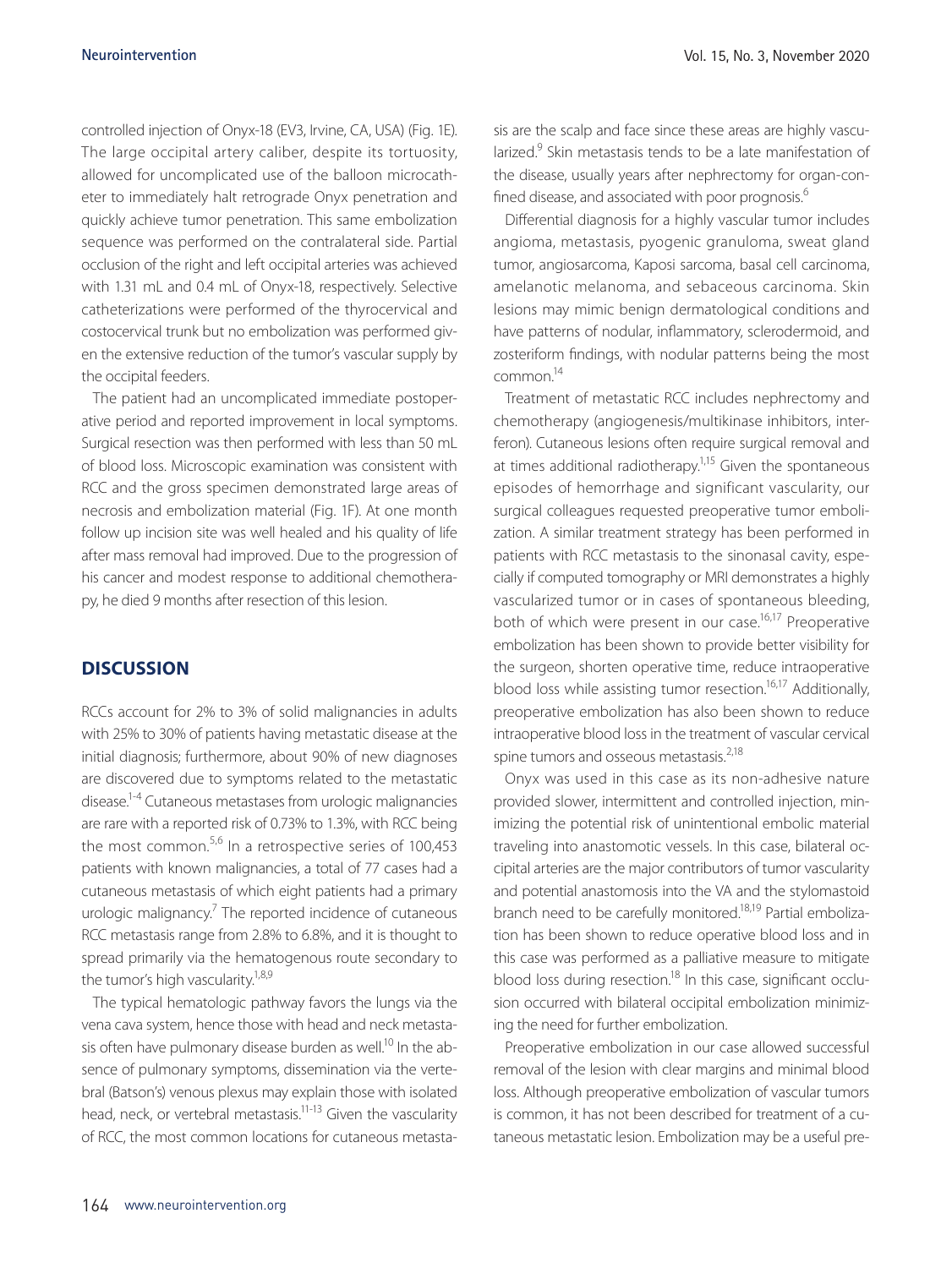controlled injection of Onyx-18 (EV3, Irvine, CA, USA) (Fig. 1E). The large occipital artery caliber, despite its tortuosity, allowed for uncomplicated use of the balloon microcatheter to immediately halt retrograde Onyx penetration and quickly achieve tumor penetration. This same embolization sequence was performed on the contralateral side. Partial occlusion of the right and left occipital arteries was achieved with 1.31 mL and 0.4 mL of Onyx-18, respectively. Selective catheterizations were performed of the thyrocervical and costocervical trunk but no embolization was performed given the extensive reduction of the tumor's vascular supply by the occipital feeders.

The patient had an uncomplicated immediate postoperative period and reported improvement in local symptoms. Surgical resection was then performed with less than 50 mL of blood loss. Microscopic examination was consistent with RCC and the gross specimen demonstrated large areas of necrosis and embolization material (Fig. 1F). At one month follow up incision site was well healed and his quality of life after mass removal had improved. Due to the progression of his cancer and modest response to additional chemotherapy, he died 9 months after resection of this lesion.

## DISCUSSION

RCCs account for 2% to 3% of solid malignancies in adults with 25% to 30% of patients having metastatic disease at the initial diagnosis; furthermore, about 90% of new diagnoses are discovered due to symptoms related to the metastatic disease.[1-4] Cutaneous metastases from urologic malignancies are rare with a reported risk of 0.73% to 1.3%, with RCC being the most common.[5,6] In a retrospective series of 100,453 patients with known malignancies, a total of 77 cases had a cutaneous metastasis of which eight patients had a primary urologic malignancy.[7] The reported incidence of cutaneous RCC metastasis range from 2.8% to 6.8%, and it is thought to spread primarily via the hematogenous route secondary to the tumor's high vascularity.[1,8,9]

The typical hematologic pathway favors the lungs via the vena cava system, hence those with head and neck metastasis often have pulmonary disease burden as well.[10] In the absence of pulmonary symptoms, dissemination via the vertebral (Batson's) venous plexus may explain those with isolated head, neck, or vertebral metastasis.[11-13] Given the vascularity of RCC, the most common locations for cutaneous metastasis are the scalp and face since these areas are highly vascularized.[9] Skin metastasis tends to be a late manifestation of the disease, usually years after nephrectomy for organ-confined disease, and associated with poor prognosis.[6]

Differential diagnosis for a highly vascular tumor includes angioma, metastasis, pyogenic granuloma, sweat gland tumor, angiosarcoma, Kaposi sarcoma, basal cell carcinoma, amelanotic melanoma, and sebaceous carcinoma. Skin lesions may mimic benign dermatological conditions and have patterns of nodular, inflammatory, sclerodermoid, and zosteriform findings, with nodular patterns being the most common.[14]

Treatment of metastatic RCC includes nephrectomy and chemotherapy (angiogenesis/multikinase inhibitors, interferon). Cutaneous lesions often require surgical removal and at times additional radiotherapy.[1,15] Given the spontaneous episodes of hemorrhage and significant vascularity, our surgical colleagues requested preoperative tumor embolization. A similar treatment strategy has been performed in patients with RCC metastasis to the sinonasal cavity, especially if computed tomography or MRI demonstrates a highly vascularized tumor or in cases of spontaneous bleeding, both of which were present in our case.[16,17] Preoperative embolization has been shown to provide better visibility for the surgeon, shorten operative time, reduce intraoperative blood loss while assisting tumor resection.[16,17] Additionally, preoperative embolization has also been shown to reduce intraoperative blood loss in the treatment of vascular cervical spine tumors and osseous metastasis.[2,18]

Onyx was used in this case as its non-adhesive nature provided slower, intermittent and controlled injection, minimizing the potential risk of unintentional embolic material traveling into anastomotic vessels. In this case, bilateral occipital arteries are the major contributors of tumor vascularity and potential anastomosis into the VA and the stylomastoid branch need to be carefully monitored.[18,19] Partial embolization has been shown to reduce operative blood loss and in this case was performed as a palliative measure to mitigate blood loss during resection.[18] In this case, significant occlusion occurred with bilateral occipital embolization minimizing the need for further embolization.

Preoperative embolization in our case allowed successful removal of the lesion with clear margins and minimal blood loss. Although preoperative embolization of vascular tumors is common, it has not been described for treatment of a cutaneous metastatic lesion. Embolization may be a useful pre-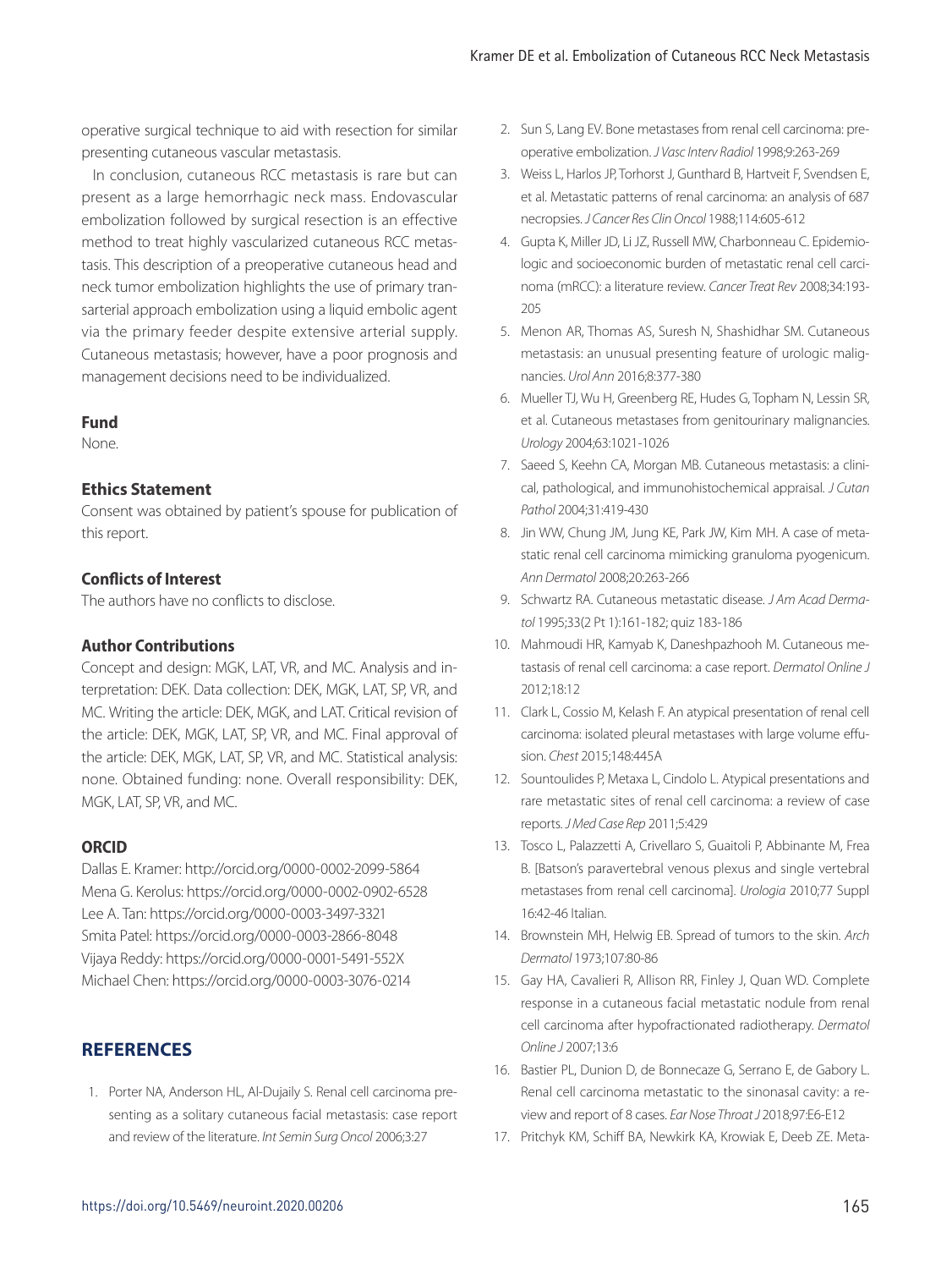operative surgical technique to aid with resection for similar presenting cutaneous vascular metastasis.

In conclusion, cutaneous RCC metastasis is rare but can present as a large hemorrhagic neck mass. Endovascular embolization followed by surgical resection is an effective method to treat highly vascularized cutaneous RCC metastasis. This description of a preoperative cutaneous head and neck tumor embolization highlights the use of primary transarterial approach embolization using a liquid embolic agent via the primary feeder despite extensive arterial supply. Cutaneous metastasis; however, have a poor prognosis and management decisions need to be individualized.

### Fund

None.

### Ethics Statement

Consent was obtained by patient's spouse for publication of this report.

### Conflicts of Interest

The authors have no conflicts to disclose.

### Author Contributions

Concept and design: MGK, LAT, VR, and MC. Analysis and interpretation: DEK. Data collection: DEK, MGK, LAT, SP, VR, and MC. Writing the article: DEK, MGK, and LAT. Critical revision of the article: DEK, MGK, LAT, SP, VR, and MC. Final approval of the article: DEK, MGK, LAT, SP, VR, and MC. Statistical analysis: none. Obtained funding: none. Overall responsibility: DEK, MGK, LAT, SP, VR, and MC.

### ORCID

Dallas E. Kramer: http://orcid.org/0000-0002-2099-5864
Mena G. Kerolus: https://orcid.org/0000-0002-0902-6528
Lee A. Tan: https://orcid.org/0000-0003-3497-3321
Smita Patel: https://orcid.org/0000-0003-2866-8048
Vijaya Reddy: https://orcid.org/0000-0001-5491-552X
Michael Chen: https://orcid.org/0000-0003-3076-0214

## REFERENCES

1. Porter NA, Anderson HL, Al-Dujaily S. Renal cell carcinoma presenting as a solitary cutaneous facial metastasis: case report and review of the literature. *Int Semin Surg Oncol* 2006;3:27
2. Sun S, Lang EV. Bone metastases from renal cell carcinoma: preoperative embolization. *J Vasc Interv Radiol* 1998;9:263-269
3. Weiss L, Harlos JP, Torhorst J, Gunthard B, Hartveit F, Svendsen E, et al. Metastatic patterns of renal carcinoma: an analysis of 687 necropsies. *J Cancer Res Clin Oncol* 1988;114:605-612
4. Gupta K, Miller JD, Li JZ, Russell MW, Charbonneau C. Epidemiologic and socioeconomic burden of metastatic renal cell carcinoma (mRCC): a literature review. *Cancer Treat Rev* 2008;34:193-205
5. Menon AR, Thomas AS, Suresh N, Shashidhar SM. Cutaneous metastasis: an unusual presenting feature of urologic malignancies. *Urol Ann* 2016;8:377-380
6. Mueller TJ, Wu H, Greenberg RE, Hudes G, Topham N, Lessin SR, et al. Cutaneous metastases from genitourinary malignancies. *Urology* 2004;63:1021-1026
7. Saeed S, Keehn CA, Morgan MB. Cutaneous metastasis: a clinical, pathological, and immunohistochemical appraisal. *J Cutan Pathol* 2004;31:419-430
8. Jin WW, Chung JM, Jung KE, Park JW, Kim MH. A case of metastatic renal cell carcinoma mimicking granuloma pyogenicum. *Ann Dermatol* 2008;20:263-266
9. Schwartz RA. Cutaneous metastatic disease. *J Am Acad Dermatol* 1995;33(2 Pt 1):161-182; quiz 183-186
10. Mahmoudi HR, Kamyab K, Daneshpazhooh M. Cutaneous metastasis of renal cell carcinoma: a case report. *Dermatol Online J* 2012;18:12
11. Clark L, Cossio M, Kelash F. An atypical presentation of renal cell carcinoma: isolated pleural metastases with large volume effusion. *Chest* 2015;148:445A
12. Sountoulides P, Metaxa L, Cindolo L. Atypical presentations and rare metastatic sites of renal cell carcinoma: a review of case reports. *J Med Case Rep* 2011;5:429
13. Tosco L, Palazzetti A, Crivellaro S, Guaitoli P, Abbinante M, Frea B. [Batson's paravertebral venous plexus and single vertebral metastases from renal cell carcinoma]. *Urologia* 2010;77 Suppl 16:42-46 Italian.
14. Brownstein MH, Helwig EB. Spread of tumors to the skin. *Arch Dermatol* 1973;107:80-86
15. Gay HA, Cavalieri R, Allison RR, Finley J, Quan WD. Complete response in a cutaneous facial metastatic nodule from renal cell carcinoma after hypofractionated radiotherapy. *Dermatol Online J* 2007;13:6
16. Bastier PL, Dunion D, de Bonnecaze G, Serrano E, de Gabory L. Renal cell carcinoma metastatic to the sinonasal cavity: a review and report of 8 cases. *Ear Nose Throat J* 2018;97:E6-E12
17. Pritchyk KM, Schiff BA, Newkirk KA, Krowiak E, Deeb ZE. Meta-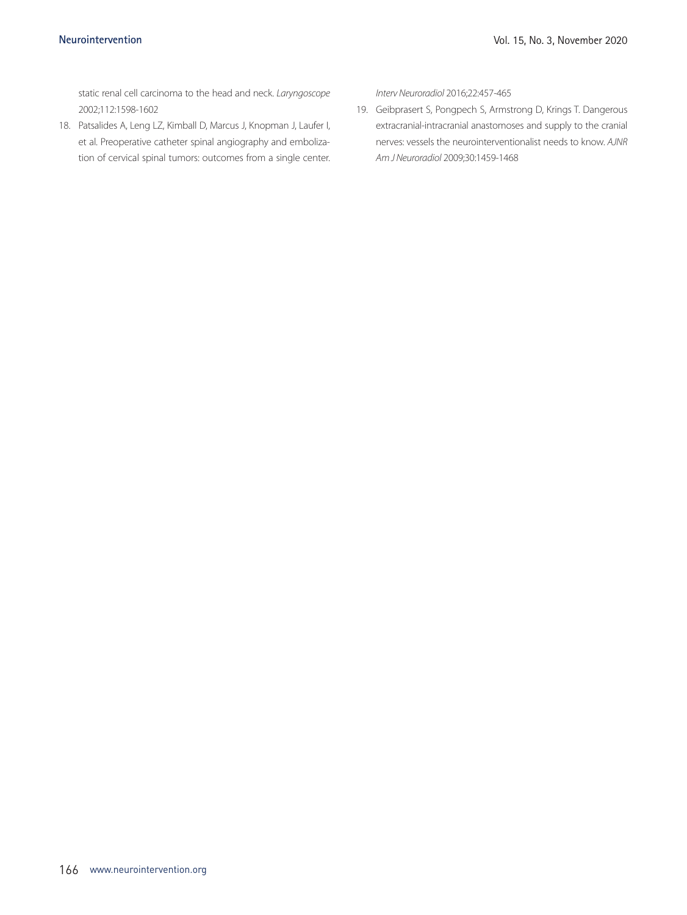static renal cell carcinoma to the head and neck. *Laryngoscope* 2002;112:1598-1602

18. Patsalides A, Leng LZ, Kimball D, Marcus J, Knopman J, Laufer I, et al. Preoperative catheter spinal angiography and embolization of cervical spinal tumors: outcomes from a single center. *Interv Neuroradiol* 2016;22:457-465
19. Geibprasert S, Pongpech S, Armstrong D, Krings T. Dangerous extracranial-intracranial anastomoses and supply to the cranial nerves: vessels the neurointerventionalist needs to know. *AJNR Am J Neuroradiol* 2009;30:1459-1468